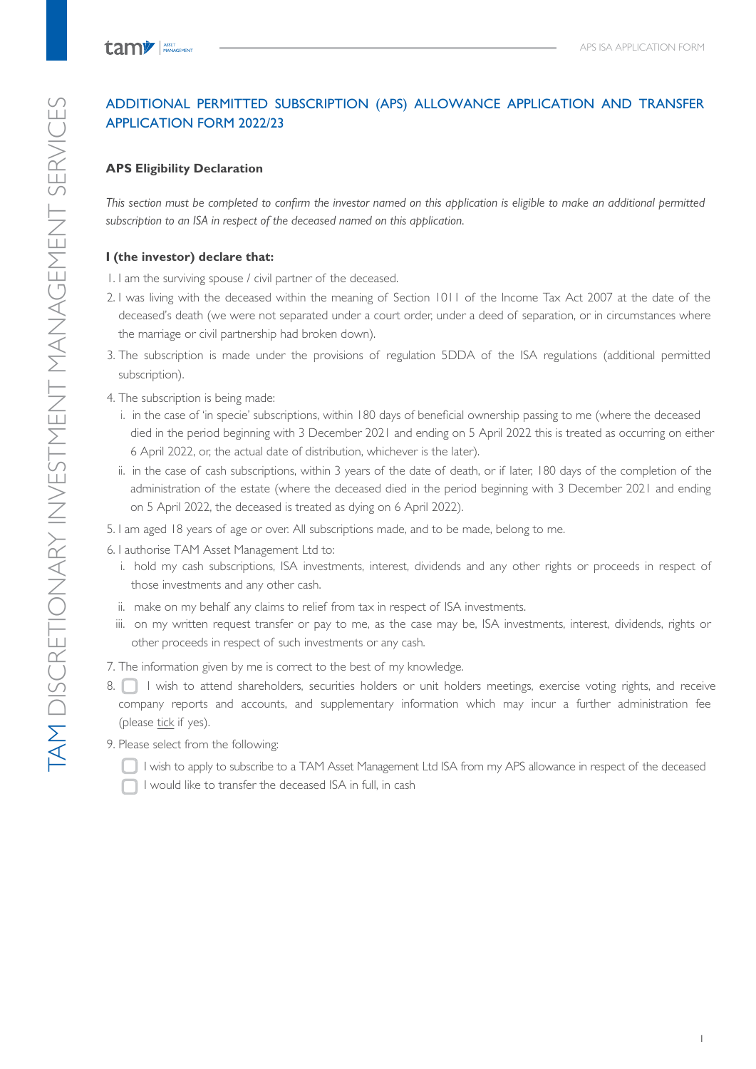# ADDITIONAL PERMITTED SUBSCRIPTION (APS) ALLOWANCE APPLICATION AND TRANSFER APPLICATION FORM 2022/23

## APS Eligibility Declaration

*This section must be completed to confirm the investor named on this application is eligible to make an additional permitted subscription to an ISA in respect of the deceased named on this application.*

**I (the investor) declare that:**

1. I am the surviving spouse / civil partner of the deceased.
2. I was living with the deceased within the meaning of Section 1011 of the Income Tax Act 2007 at the date of the deceased's death (we were not separated under a court order, under a deed of separation, or in circumstances where the marriage or civil partnership had broken down).
3. The subscription is made under the provisions of regulation 5DDA of the ISA regulations (additional permitted subscription).
4. The subscription is being made:
   i. in the case of 'in specie' subscriptions, within 180 days of beneficial ownership passing to me (where the deceased died in the period beginning with 3 December 2021 and ending on 5 April 2022 this is treated as occurring on either 6 April 2022, or, the actual date of distribution, whichever is the later).
   ii. in the case of cash subscriptions, within 3 years of the date of death, or if later, 180 days of the completion of the administration of the estate (where the deceased died in the period beginning with 3 December 2021 and ending on 5 April 2022, the deceased is treated as dying on 6 April 2022).
5. I am aged 18 years of age or over. All subscriptions made, and to be made, belong to me.
6. I authorise TAM Asset Management Ltd to:
   i. hold my cash subscriptions, ISA investments, interest, dividends and any other rights or proceeds in respect of those investments and any other cash.
   ii. make on my behalf any claims to relief from tax in respect of ISA investments.
   iii. on my written request transfer or pay to me, as the case may be, ISA investments, interest, dividends, rights or other proceeds in respect of such investments or any cash.
7. The information given by me is correct to the best of my knowledge.
8. ☐ I wish to attend shareholders, securities holders or unit holders meetings, exercise voting rights, and receive company reports and accounts, and supplementary information which may incur a further administration fee (please tick if yes).
9. Please select from the following:

   ☐ I wish to apply to subscribe to a TAM Asset Management Ltd ISA from my APS allowance in respect of the deceased

   ☐ I would like to transfer the deceased ISA in full, in cash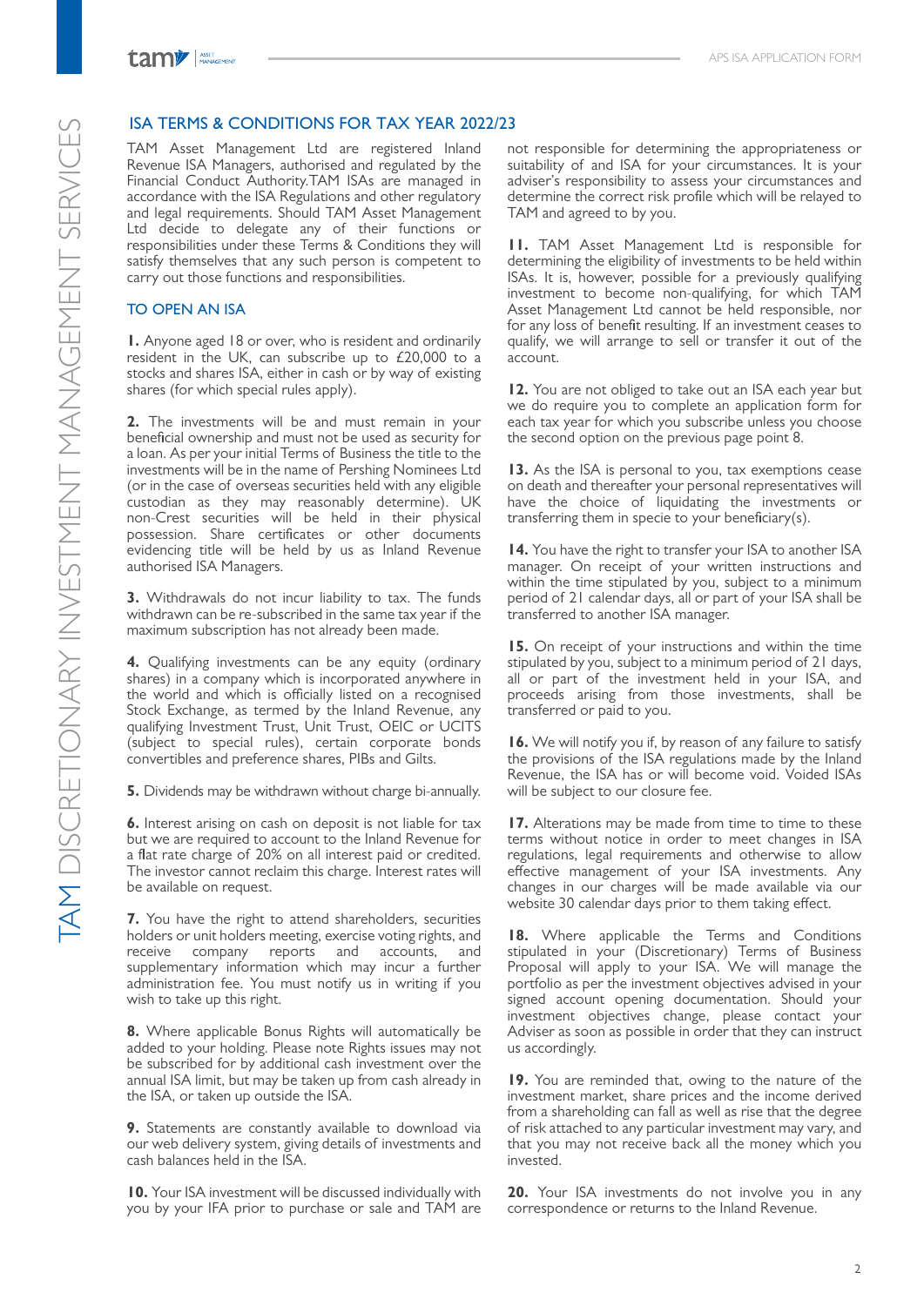## ISA TERMS & CONDITIONS FOR TAX YEAR 2022/23

TAM Asset Management Ltd are registered Inland Revenue ISA Managers, authorised and regulated by the Financial Conduct Authority. TAM ISAs are managed in accordance with the ISA Regulations and other regulatory and legal requirements. Should TAM Asset Management Ltd decide to delegate any of their functions or responsibilities under these Terms & Conditions they will satisfy themselves that any such person is competent to carry out those functions and responsibilities.

### TO OPEN AN ISA

**1.** Anyone aged 18 or over, who is resident and ordinarily resident in the UK, can subscribe up to £20,000 to a stocks and shares ISA, either in cash or by way of existing shares (for which special rules apply).

**2.** The investments will be and must remain in your beneficial ownership and must not be used as security for a loan. As per your initial Terms of Business the title to the investments will be in the name of Pershing Nominees Ltd (or in the case of overseas securities held with any eligible custodian as they may reasonably determine). UK non-Crest securities will be held in their physical possession. Share certificates or other documents evidencing title will be held by us as Inland Revenue authorised ISA Managers.

**3.** Withdrawals do not incur liability to tax. The funds withdrawn can be re-subscribed in the same tax year if the maximum subscription has not already been made.

**4.** Qualifying investments can be any equity (ordinary shares) in a company which is incorporated anywhere in the world and which is officially listed on a recognised Stock Exchange, as termed by the Inland Revenue, any qualifying Investment Trust, Unit Trust, OEIC or UCITS (subject to special rules), certain corporate bonds convertibles and preference shares, PIBs and Gilts.

**5.** Dividends may be withdrawn without charge bi-annually.

**6.** Interest arising on cash on deposit is not liable for tax but we are required to account to the Inland Revenue for a flat rate charge of 20% on all interest paid or credited. The investor cannot reclaim this charge. Interest rates will be available on request.

**7.** You have the right to attend shareholders, securities holders or unit holders meeting, exercise voting rights, and receive company reports and accounts, and supplementary information which may incur a further administration fee. You must notify us in writing if you wish to take up this right.

**8.** Where applicable Bonus Rights will automatically be added to your holding. Please note Rights issues may not be subscribed for by additional cash investment over the annual ISA limit, but may be taken up from cash already in the ISA, or taken up outside the ISA.

**9.** Statements are constantly available to download via our web delivery system, giving details of investments and cash balances held in the ISA.

**10.** Your ISA investment will be discussed individually with you by your IFA prior to purchase or sale and TAM are not responsible for determining the appropriateness or suitability of and ISA for your circumstances. It is your adviser's responsibility to assess your circumstances and determine the correct risk profile which will be relayed to TAM and agreed to by you.

**11.** TAM Asset Management Ltd is responsible for determining the eligibility of investments to be held within ISAs. It is, however, possible for a previously qualifying investment to become non-qualifying, for which TAM Asset Management Ltd cannot be held responsible, nor for any loss of benefit resulting. If an investment ceases to qualify, we will arrange to sell or transfer it out of the account.

**12.** You are not obliged to take out an ISA each year but we do require you to complete an application form for each tax year for which you subscribe unless you choose the second option on the previous page point 8.

**13.** As the ISA is personal to you, tax exemptions cease on death and thereafter your personal representatives will have the choice of liquidating the investments or transferring them in specie to your beneficiary(s).

**14.** You have the right to transfer your ISA to another ISA manager. On receipt of your written instructions and within the time stipulated by you, subject to a minimum period of 21 calendar days, all or part of your ISA shall be transferred to another ISA manager.

**15.** On receipt of your instructions and within the time stipulated by you, subject to a minimum period of 21 days, all or part of the investment held in your ISA, and proceeds arising from those investments, shall be transferred or paid to you.

**16.** We will notify you if, by reason of any failure to satisfy the provisions of the ISA regulations made by the Inland Revenue, the ISA has or will become void. Voided ISAs will be subject to our closure fee.

**17.** Alterations may be made from time to time to these terms without notice in order to meet changes in ISA regulations, legal requirements and otherwise to allow effective management of your ISA investments. Any changes in our charges will be made available via our website 30 calendar days prior to them taking effect.

**18.** Where applicable the Terms and Conditions stipulated in your (Discretionary) Terms of Business Proposal will apply to your ISA. We will manage the portfolio as per the investment objectives advised in your signed account opening documentation. Should your investment objectives change, please contact your Adviser as soon as possible in order that they can instruct us accordingly.

**19.** You are reminded that, owing to the nature of the investment market, share prices and the income derived from a shareholding can fall as well as rise that the degree of risk attached to any particular investment may vary, and that you may not receive back all the money which you invested.

**20.** Your ISA investments do not involve you in any correspondence or returns to the Inland Revenue.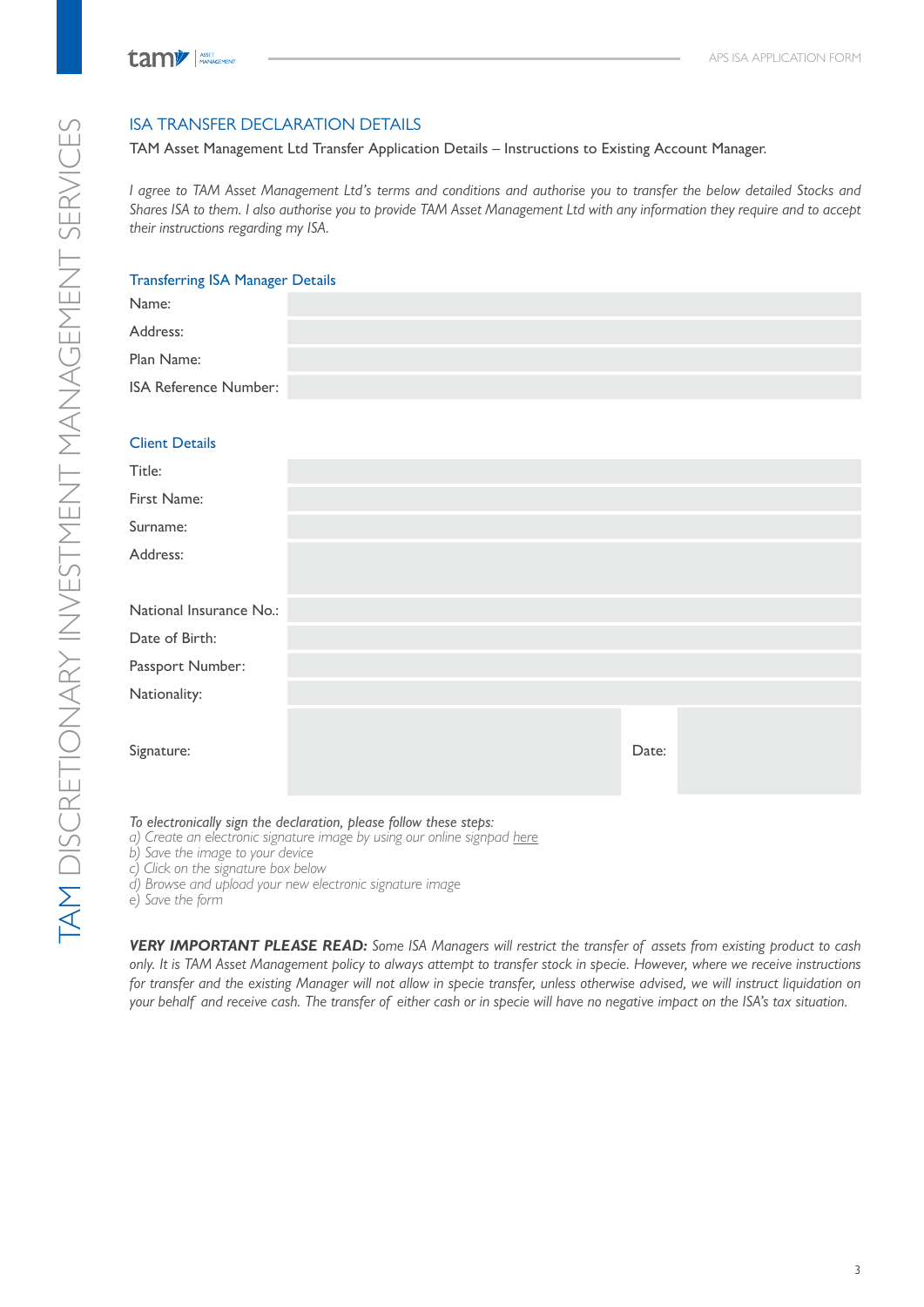## ISA TRANSFER DECLARATION DETAILS

TAM Asset Management Ltd Transfer Application Details – Instructions to Existing Account Manager.

*I agree to TAM Asset Management Ltd's terms and conditions and authorise you to transfer the below detailed Stocks and Shares ISA to them. I also authorise you to provide TAM Asset Management Ltd with any information they require and to accept their instructions regarding my ISA.*

### Transferring ISA Manager Details

| | |
|---|---|
| Name: | |
| Address: | |
| Plan Name: | |
| ISA Reference Number: | |

### Client Details

| | |
|---|---|
| Title: | |
| First Name: | |
| Surname: | |
| Address: | |
| National Insurance No.: | |
| Date of Birth: | |
| Passport Number: | |
| Nationality: | |

| | | | |
|---|---|---|---|
| Signature: | | Date: | |

*To electronically sign the declaration, please follow these steps:*
*a) Create an electronic signature image by using our online signpad here*
*b) Save the image to your device*
*c) Click on the signature box below*
*d) Browse and upload your new electronic signature image*
*e) Save the form*

***VERY IMPORTANT PLEASE READ:*** *Some ISA Managers will restrict the transfer of assets from existing product to cash only. It is TAM Asset Management policy to always attempt to transfer stock in specie. However, where we receive instructions for transfer and the existing Manager will not allow in specie transfer, unless otherwise advised, we will instruct liquidation on your behalf and receive cash. The transfer of either cash or in specie will have no negative impact on the ISA's tax situation.*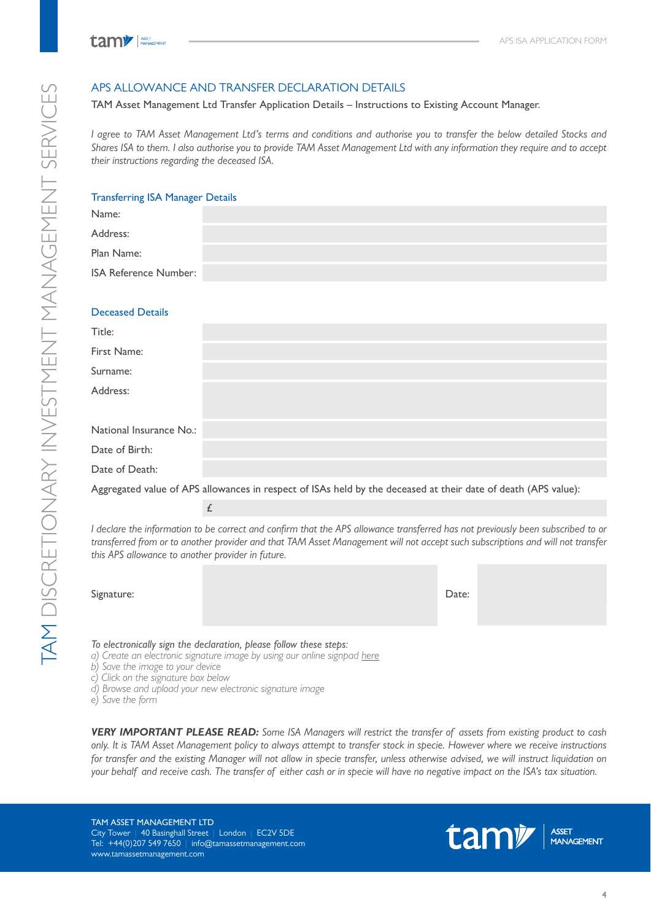## APS ALLOWANCE AND TRANSFER DECLARATION DETAILS

TAM Asset Management Ltd Transfer Application Details – Instructions to Existing Account Manager.

*I agree to TAM Asset Management Ltd's terms and conditions and authorise you to transfer the below detailed Stocks and Shares ISA to them. I also authorise you to provide TAM Asset Management Ltd with any information they require and to accept their instructions regarding the deceased ISA.*

### Transferring ISA Manager Details

| | |
|---|---|
| Name: | |
| Address: | |
| Plan Name: | |
| ISA Reference Number: | |

### Deceased Details

| | |
|---|---|
| Title: | |
| First Name: | |
| Surname: | |
| Address: | |
| National Insurance No.: | |
| Date of Birth: | |
| Date of Death: | |

Aggregated value of APS allowances in respect of ISAs held by the deceased at their date of death (APS value):

£

*I declare the information to be correct and confirm that the APS allowance transferred has not previously been subscribed to or transferred from or to another provider and that TAM Asset Management will not accept such subscriptions and will not transfer this APS allowance to another provider in future.*

| | | | |
|---|---|---|---|
| Signature: | | Date: | |

*To electronically sign the declaration, please follow these steps:*
*a) Create an electronic signature image by using our online signpad here*
*b) Save the image to your device*
*c) Click on the signature box below*
*d) Browse and upload your new electronic signature image*
*e) Save the form*

***VERY IMPORTANT PLEASE READ:*** *Some ISA Managers will restrict the transfer of assets from existing product to cash only. It is TAM Asset Management policy to always attempt to transfer stock in specie. However where we receive instructions for transfer and the existing Manager will not allow in specie transfer, unless otherwise advised, we will instruct liquidation on your behalf and receive cash. The transfer of either cash or in specie will have no negative impact on the ISA's tax situation.*

TAM ASSET MANAGEMENT LTD
City Tower | 40 Basinghall Street | London | EC2V 5DE
Tel: +44(0)207 549 7650 | info@tamassetmanagement.com
www.tamassetmanagement.com